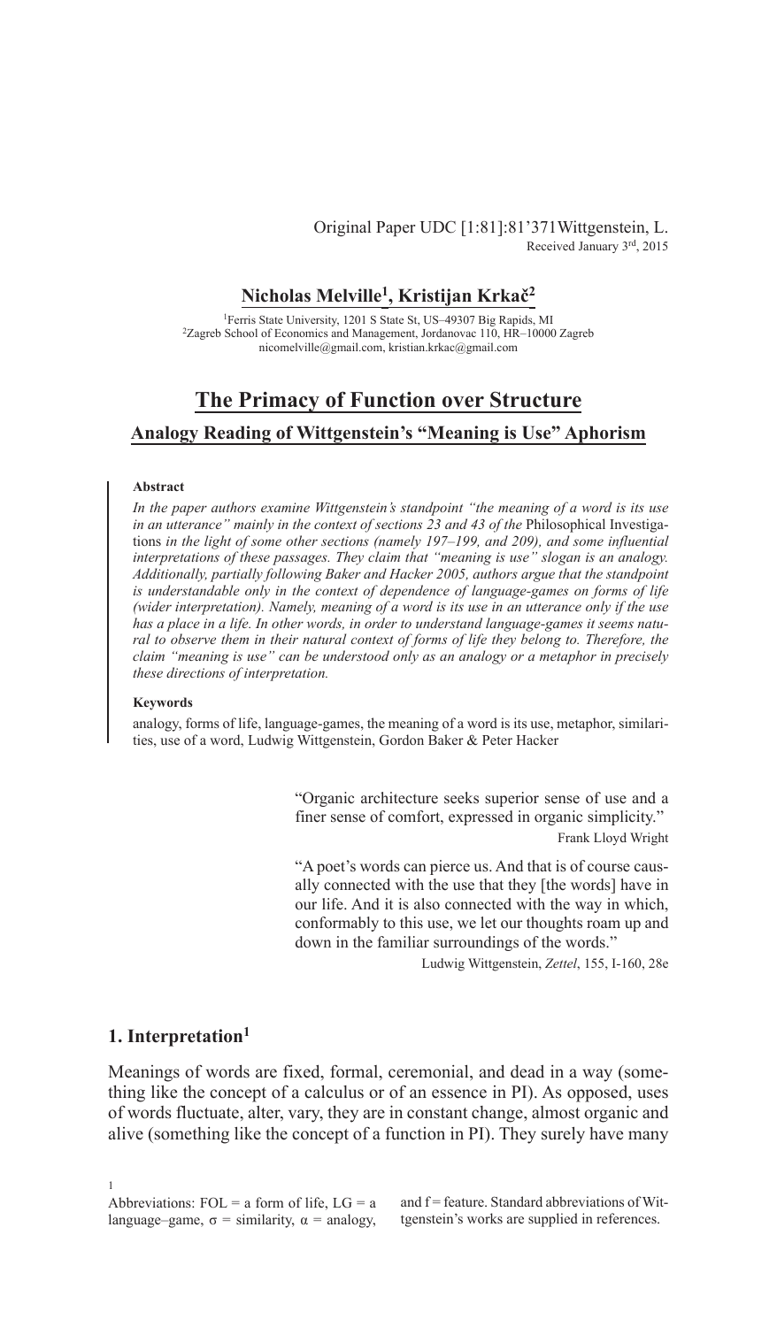Original Paper UDC [1:81]:81'371Wittgenstein, L.
Received January 3rd, 2015

**Nicholas Melville[1], Kristijan Krkač[2]**

[1]Ferris State University, 1201 S State St, US–49307 Big Rapids, MI
[2]Zagreb School of Economics and Management, Jordanovac 110, HR–10000 Zagreb
nicomelville@gmail.com, kristian.krkac@gmail.com

# The Primacy of Function over Structure

## Analogy Reading of Wittgenstein's "Meaning is Use" Aphorism

**Abstract**

*In the paper authors examine Wittgenstein's standpoint "the meaning of a word is its use in an utterance" mainly in the context of sections 23 and 43 of the* Philosophical Investigations *in the light of some other sections (namely 197–199, and 209), and some influential interpretations of these passages. They claim that "meaning is use" slogan is an analogy. Additionally, partially following Baker and Hacker 2005, authors argue that the standpoint is understandable only in the context of dependence of language-games on forms of life (wider interpretation). Namely, meaning of a word is its use in an utterance only if the use has a place in a life. In other words, in order to understand language-games it seems natural to observe them in their natural context of forms of life they belong to. Therefore, the claim "meaning is use" can be understood only as an analogy or a metaphor in precisely these directions of interpretation.*

**Keywords**

analogy, forms of life, language-games, the meaning of a word is its use, metaphor, similarities, use of a word, Ludwig Wittgenstein, Gordon Baker & Peter Hacker

> "Organic architecture seeks superior sense of use and a finer sense of comfort, expressed in organic simplicity."
>
> Frank Lloyd Wright

> "A poet's words can pierce us. And that is of course causally connected with the use that they [the words] have in our life. And it is also connected with the way in which, conformably to this use, we let our thoughts roam up and down in the familiar surroundings of the words."
>
> Ludwig Wittgenstein, *Zettel*, 155, I-160, 28e

## 1. Interpretation[1]

Meanings of words are fixed, formal, ceremonial, and dead in a way (something like the concept of a calculus or of an essence in PI). As opposed, uses of words fluctuate, alter, vary, they are in constant change, almost organic and alive (something like the concept of a function in PI). They surely have many

[1] Abbreviations: FOL = a form of life, LG = a language–game, σ = similarity, α = analogy, and f = feature. Standard abbreviations of Wittgenstein's works are supplied in references.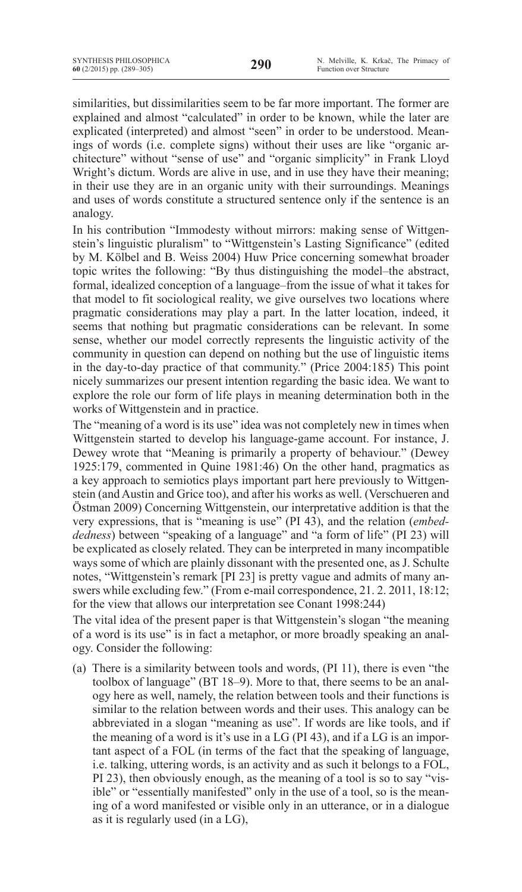similarities, but dissimilarities seem to be far more important. The former are explained and almost "calculated" in order to be known, while the later are explicated (interpreted) and almost "seen" in order to be understood. Meanings of words (i.e. complete signs) without their uses are like "organic architecture" without "sense of use" and "organic simplicity" in Frank Lloyd Wright's dictum. Words are alive in use, and in use they have their meaning; in their use they are in an organic unity with their surroundings. Meanings and uses of words constitute a structured sentence only if the sentence is an analogy.

In his contribution "Immodesty without mirrors: making sense of Wittgenstein's linguistic pluralism" to "Wittgenstein's Lasting Significance" (edited by M. Kölbel and B. Weiss 2004) Huw Price concerning somewhat broader topic writes the following: "By thus distinguishing the model–the abstract, formal, idealized conception of a language–from the issue of what it takes for that model to fit sociological reality, we give ourselves two locations where pragmatic considerations may play a part. In the latter location, indeed, it seems that nothing but pragmatic considerations can be relevant. In some sense, whether our model correctly represents the linguistic activity of the community in question can depend on nothing but the use of linguistic items in the day-to-day practice of that community." (Price 2004:185) This point nicely summarizes our present intention regarding the basic idea. We want to explore the role our form of life plays in meaning determination both in the works of Wittgenstein and in practice.

The "meaning of a word is its use" idea was not completely new in times when Wittgenstein started to develop his language-game account. For instance, J. Dewey wrote that "Meaning is primarily a property of behaviour." (Dewey 1925:179, commented in Quine 1981:46) On the other hand, pragmatics as a key approach to semiotics plays important part here previously to Wittgenstein (and Austin and Grice too), and after his works as well. (Verschueren and Östman 2009) Concerning Wittgenstein, our interpretative addition is that the very expressions, that is "meaning is use" (PI 43), and the relation (*embeddedness*) between "speaking of a language" and "a form of life" (PI 23) will be explicated as closely related. They can be interpreted in many incompatible ways some of which are plainly dissonant with the presented one, as J. Schulte notes, "Wittgenstein's remark [PI 23] is pretty vague and admits of many answers while excluding few." (From e-mail correspondence, 21. 2. 2011, 18:12; for the view that allows our interpretation see Conant 1998:244)

The vital idea of the present paper is that Wittgenstein's slogan "the meaning of a word is its use" is in fact a metaphor, or more broadly speaking an analogy. Consider the following:

(a) There is a similarity between tools and words, (PI 11), there is even "the toolbox of language" (BT 18–9). More to that, there seems to be an analogy here as well, namely, the relation between tools and their functions is similar to the relation between words and their uses. This analogy can be abbreviated in a slogan "meaning as use". If words are like tools, and if the meaning of a word is it's use in a LG (PI 43), and if a LG is an important aspect of a FOL (in terms of the fact that the speaking of language, i.e. talking, uttering words, is an activity and as such it belongs to a FOL, PI 23), then obviously enough, as the meaning of a tool is so to say "visible" or "essentially manifested" only in the use of a tool, so is the meaning of a word manifested or visible only in an utterance, or in a dialogue as it is regularly used (in a LG),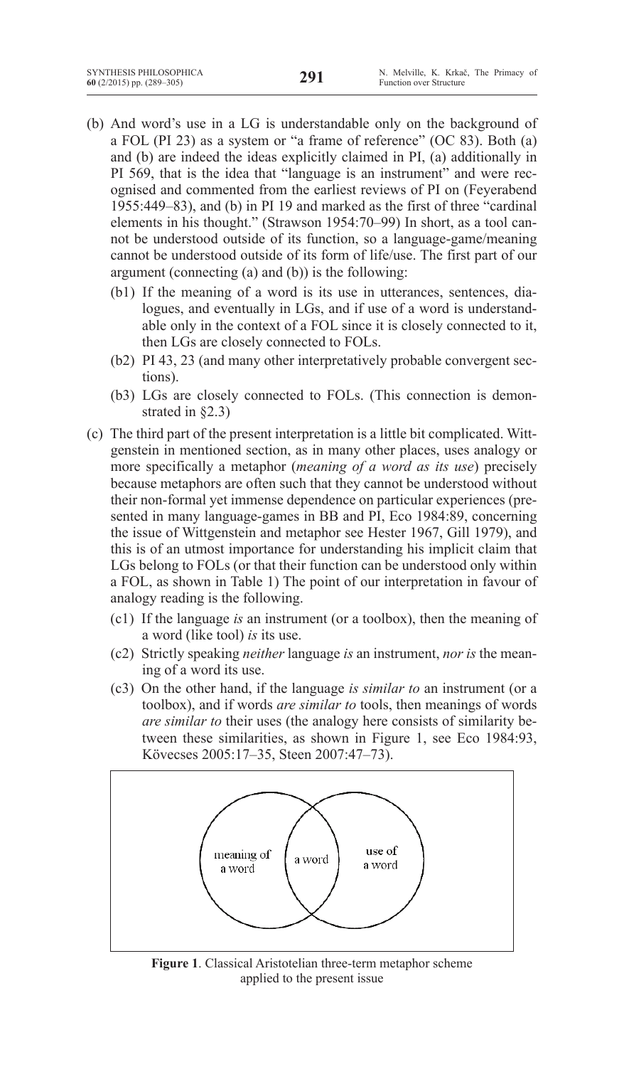(b) And word's use in a LG is understandable only on the background of a FOL (PI 23) as a system or "a frame of reference" (OC 83). Both (a) and (b) are indeed the ideas explicitly claimed in PI, (a) additionally in PI 569, that is the idea that "language is an instrument" and were recognised and commented from the earliest reviews of PI on (Feyerabend 1955:449–83), and (b) in PI 19 and marked as the first of three "cardinal elements in his thought." (Strawson 1954:70–99) In short, as a tool cannot be understood outside of its function, so a language-game/meaning cannot be understood outside of its form of life/use. The first part of our argument (connecting (a) and (b)) is the following:

   (b1) If the meaning of a word is its use in utterances, sentences, dialogues, and eventually in LGs, and if use of a word is understandable only in the context of a FOL since it is closely connected to it, then LGs are closely connected to FOLs.

   (b2) PI 43, 23 (and many other interpretatively probable convergent sections).

   (b3) LGs are closely connected to FOLs. (This connection is demonstrated in §2.3)

(c) The third part of the present interpretation is a little bit complicated. Wittgenstein in mentioned section, as in many other places, uses analogy or more specifically a metaphor (*meaning of a word as its use*) precisely because metaphors are often such that they cannot be understood without their non-formal yet immense dependence on particular experiences (presented in many language-games in BB and PI, Eco 1984:89, concerning the issue of Wittgenstein and metaphor see Hester 1967, Gill 1979), and this is of an utmost importance for understanding his implicit claim that LGs belong to FOLs (or that their function can be understood only within a FOL, as shown in Table 1) The point of our interpretation in favour of analogy reading is the following.

   (c1) If the language *is* an instrument (or a toolbox), then the meaning of a word (like tool) *is* its use.

   (c2) Strictly speaking *neither* language *is* an instrument, *nor is* the meaning of a word its use.

   (c3) On the other hand, if the language *is similar to* an instrument (or a toolbox), and if words *are similar to* tools, then meanings of words *are similar to* their uses (the analogy here consists of similarity between these similarities, as shown in Figure 1, see Eco 1984:93, Kövecses 2005:17–35, Steen 2007:47–73).

meaning of a word | a word | use of a word

**Figure 1**. Classical Aristotelian three-term metaphor scheme applied to the present issue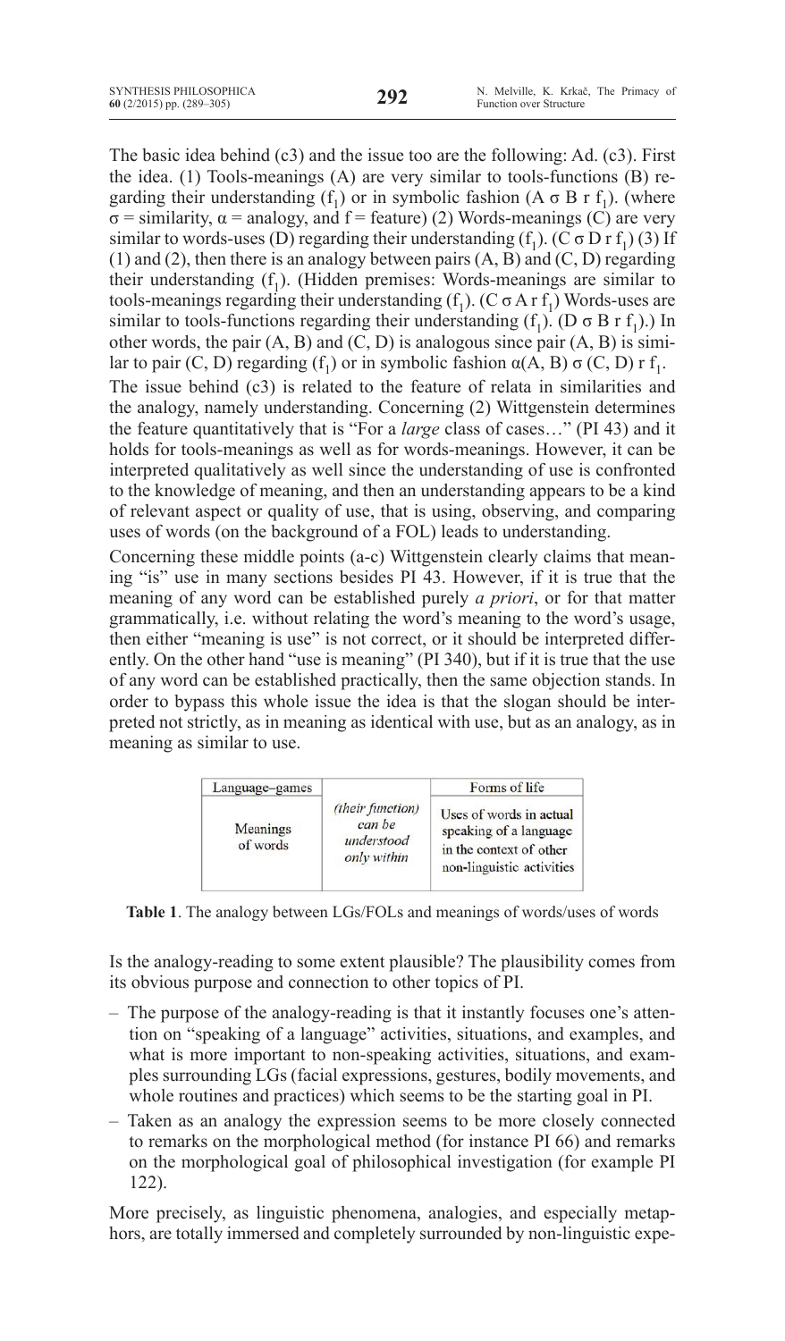The basic idea behind (c3) and the issue too are the following: Ad. (c3). First the idea. (1) Tools-meanings (A) are very similar to tools-functions (B) regarding their understanding ($f_1$) or in symbolic fashion ($A \sigma B r f_1$). (where $\sigma$ = similarity, $\alpha$ = analogy, and f = feature) (2) Words-meanings (C) are very similar to words-uses (D) regarding their understanding ($f_1$). ($C \sigma D r f_1$) (3) If (1) and (2), then there is an analogy between pairs (A, B) and (C, D) regarding their understanding ($f_1$). (Hidden premises: Words-meanings are similar to tools-meanings regarding their understanding ($f_1$). ($C \sigma A r f_1$) Words-uses are similar to tools-functions regarding their understanding ($f_1$). ($D \sigma B r f_1$).) In other words, the pair (A, B) and (C, D) is analogous since pair (A, B) is similar to pair (C, D) regarding ($f_1$) or in symbolic fashion $\alpha(A, B) \sigma (C, D) r f_1$.

The issue behind (c3) is related to the feature of relata in similarities and the analogy, namely understanding. Concerning (2) Wittgenstein determines the feature quantitatively that is "For a *large* class of cases…" (PI 43) and it holds for tools-meanings as well as for words-meanings. However, it can be interpreted qualitatively as well since the understanding of use is confronted to the knowledge of meaning, and then an understanding appears to be a kind of relevant aspect or quality of use, that is using, observing, and comparing uses of words (on the background of a FOL) leads to understanding.

Concerning these middle points (a-c) Wittgenstein clearly claims that meaning "is" use in many sections besides PI 43. However, if it is true that the meaning of any word can be established purely *a priori*, or for that matter grammatically, i.e. without relating the word's meaning to the word's usage, then either "meaning is use" is not correct, or it should be interpreted differently. On the other hand "use is meaning" (PI 340), but if it is true that the use of any word can be established practically, then the same objection stands. In order to bypass this whole issue the idea is that the slogan should be interpreted not strictly, as in meaning as identical with use, but as an analogy, as in meaning as similar to use.

| Language–games | | Forms of life |
|---|---|---|
| Meanings of words | *(their function) can be understood only within* | Uses of words in actual speaking of a language in the context of other non-linguistic activities |

**Table 1**. The analogy between LGs/FOLs and meanings of words/uses of words

Is the analogy-reading to some extent plausible? The plausibility comes from its obvious purpose and connection to other topics of PI.

- The purpose of the analogy-reading is that it instantly focuses one's attention on "speaking of a language" activities, situations, and examples, and what is more important to non-speaking activities, situations, and examples surrounding LGs (facial expressions, gestures, bodily movements, and whole routines and practices) which seems to be the starting goal in PI.
- Taken as an analogy the expression seems to be more closely connected to remarks on the morphological method (for instance PI 66) and remarks on the morphological goal of philosophical investigation (for example PI 122).

More precisely, as linguistic phenomena, analogies, and especially metaphors, are totally immersed and completely surrounded by non-linguistic expe-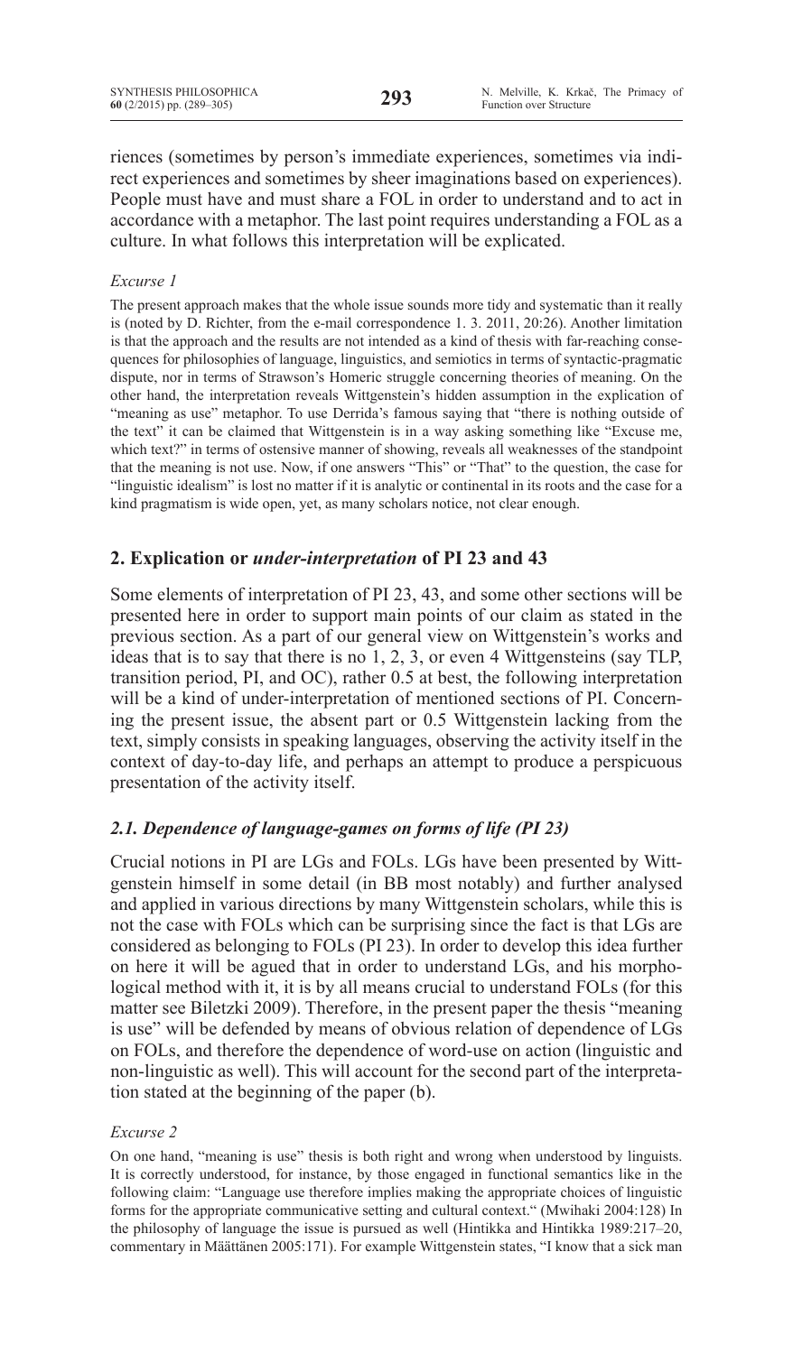riences (sometimes by person's immediate experiences, sometimes via indirect experiences and sometimes by sheer imaginations based on experiences). People must have and must share a FOL in order to understand and to act in accordance with a metaphor. The last point requires understanding a FOL as a culture. In what follows this interpretation will be explicated.

*Excurse 1*

The present approach makes that the whole issue sounds more tidy and systematic than it really is (noted by D. Richter, from the e-mail correspondence 1. 3. 2011, 20:26). Another limitation is that the approach and the results are not intended as a kind of thesis with far-reaching consequences for philosophies of language, linguistics, and semiotics in terms of syntactic-pragmatic dispute, nor in terms of Strawson's Homeric struggle concerning theories of meaning. On the other hand, the interpretation reveals Wittgenstein's hidden assumption in the explication of "meaning as use" metaphor. To use Derrida's famous saying that "there is nothing outside of the text" it can be claimed that Wittgenstein is in a way asking something like "Excuse me, which text?" in terms of ostensive manner of showing, reveals all weaknesses of the standpoint that the meaning is not use. Now, if one answers "This" or "That" to the question, the case for "linguistic idealism" is lost no matter if it is analytic or continental in its roots and the case for a kind pragmatism is wide open, yet, as many scholars notice, not clear enough.

## 2. Explication or *under-interpretation* of PI 23 and 43

Some elements of interpretation of PI 23, 43, and some other sections will be presented here in order to support main points of our claim as stated in the previous section. As a part of our general view on Wittgenstein's works and ideas that is to say that there is no 1, 2, 3, or even 4 Wittgensteins (say TLP, transition period, PI, and OC), rather 0.5 at best, the following interpretation will be a kind of under-interpretation of mentioned sections of PI. Concerning the present issue, the absent part or 0.5 Wittgenstein lacking from the text, simply consists in speaking languages, observing the activity itself in the context of day-to-day life, and perhaps an attempt to produce a perspicuous presentation of the activity itself.

### *2.1. Dependence of language-games on forms of life (PI 23)*

Crucial notions in PI are LGs and FOLs. LGs have been presented by Wittgenstein himself in some detail (in BB most notably) and further analysed and applied in various directions by many Wittgenstein scholars, while this is not the case with FOLs which can be surprising since the fact is that LGs are considered as belonging to FOLs (PI 23). In order to develop this idea further on here it will be argued that in order to understand LGs, and his morphological method with it, it is by all means crucial to understand FOLs (for this matter see Biletzki 2009). Therefore, in the present paper the thesis "meaning is use" will be defended by means of obvious relation of dependence of LGs on FOLs, and therefore the dependence of word-use on action (linguistic and non-linguistic as well). This will account for the second part of the interpretation stated at the beginning of the paper (b).

*Excurse 2*

On one hand, "meaning is use" thesis is both right and wrong when understood by linguists. It is correctly understood, for instance, by those engaged in functional semantics like in the following claim: "Language use therefore implies making the appropriate choices of linguistic forms for the appropriate communicative setting and cultural context." (Mwihaki 2004:128) In the philosophy of language the issue is pursued as well (Hintikka and Hintikka 1989:217–20, commentary in Määttänen 2005:171). For example Wittgenstein states, "I know that a sick man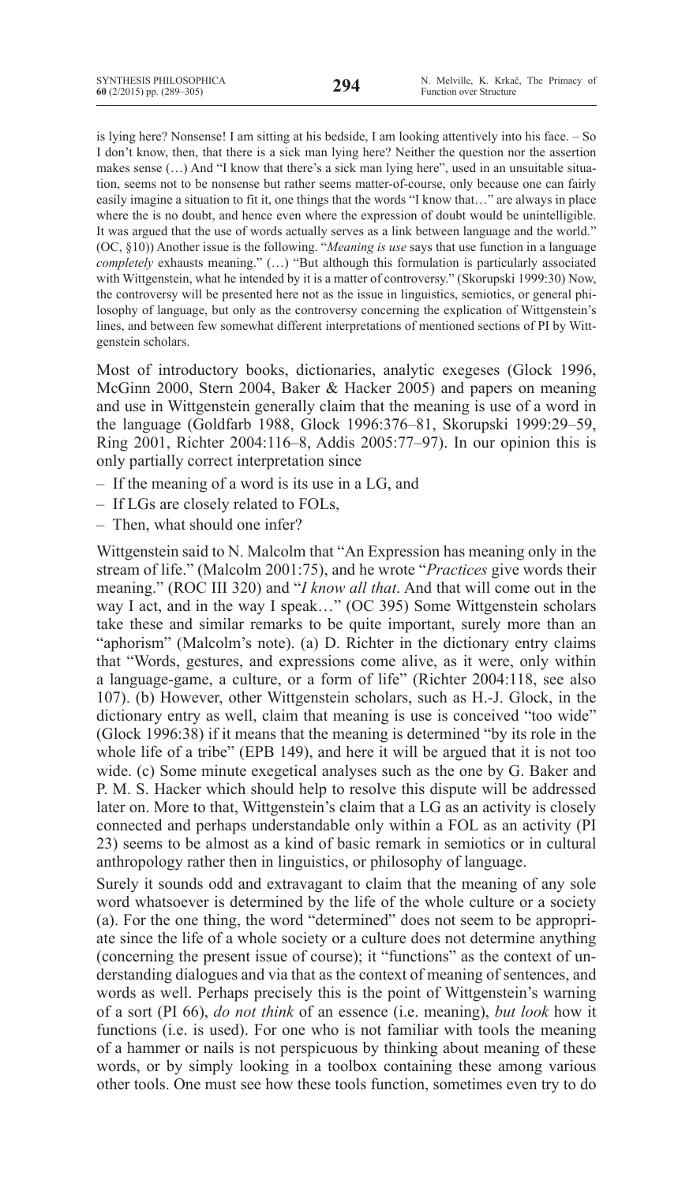is lying here? Nonsense! I am sitting at his bedside, I am looking attentively into his face. – So I don't know, then, that there is a sick man lying here? Neither the question nor the assertion makes sense (…) And "I know that there's a sick man lying here", used in an unsuitable situation, seems not to be nonsense but rather seems matter-of-course, only because one can fairly easily imagine a situation to fit it, one things that the words "I know that…" are always in place where the is no doubt, and hence even where the expression of doubt would be unintelligible. It was argued that the use of words actually serves as a link between language and the world." (OC, §10)) Another issue is the following. "*Meaning is use* says that use function in a language *completely* exhausts meaning." (…) "But although this formulation is particularly associated with Wittgenstein, what he intended by it is a matter of controversy." (Skorupski 1999:30) Now, the controversy will be presented here not as the issue in linguistics, semiotics, or general philosophy of language, but only as the controversy concerning the explication of Wittgenstein's lines, and between few somewhat different interpretations of mentioned sections of PI by Wittgenstein scholars.

Most of introductory books, dictionaries, analytic exegeses (Glock 1996, McGinn 2000, Stern 2004, Baker & Hacker 2005) and papers on meaning and use in Wittgenstein generally claim that the meaning is use of a word in the language (Goldfarb 1988, Glock 1996:376–81, Skorupski 1999:29–59, Ring 2001, Richter 2004:116–8, Addis 2005:77–97). In our opinion this is only partially correct interpretation since

- If the meaning of a word is its use in a LG, and
- If LGs are closely related to FOLs,
- Then, what should one infer?

Wittgenstein said to N. Malcolm that "An Expression has meaning only in the stream of life." (Malcolm 2001:75), and he wrote "*Practices* give words their meaning." (ROC III 320) and "*I know all that*. And that will come out in the way I act, and in the way I speak…" (OC 395) Some Wittgenstein scholars take these and similar remarks to be quite important, surely more than an "aphorism" (Malcolm's note). (a) D. Richter in the dictionary entry claims that "Words, gestures, and expressions come alive, as it were, only within a language-game, a culture, or a form of life" (Richter 2004:118, see also 107). (b) However, other Wittgenstein scholars, such as H.-J. Glock, in the dictionary entry as well, claim that meaning is use is conceived "too wide" (Glock 1996:38) if it means that the meaning is determined "by its role in the whole life of a tribe" (EPB 149), and here it will be argued that it is not too wide. (c) Some minute exegetical analyses such as the one by G. Baker and P. M. S. Hacker which should help to resolve this dispute will be addressed later on. More to that, Wittgenstein's claim that a LG as an activity is closely connected and perhaps understandable only within a FOL as an activity (PI 23) seems to be almost as a kind of basic remark in semiotics or in cultural anthropology rather then in linguistics, or philosophy of language.

Surely it sounds odd and extravagant to claim that the meaning of any sole word whatsoever is determined by the life of the whole culture or a society (a). For the one thing, the word "determined" does not seem to be appropriate since the life of a whole society or a culture does not determine anything (concerning the present issue of course); it "functions" as the context of understanding dialogues and via that as the context of meaning of sentences, and words as well. Perhaps precisely this is the point of Wittgenstein's warning of a sort (PI 66), *do not think* of an essence (i.e. meaning), *but look* how it functions (i.e. is used). For one who is not familiar with tools the meaning of a hammer or nails is not perspicuous by thinking about meaning of these words, or by simply looking in a toolbox containing these among various other tools. One must see how these tools function, sometimes even try to do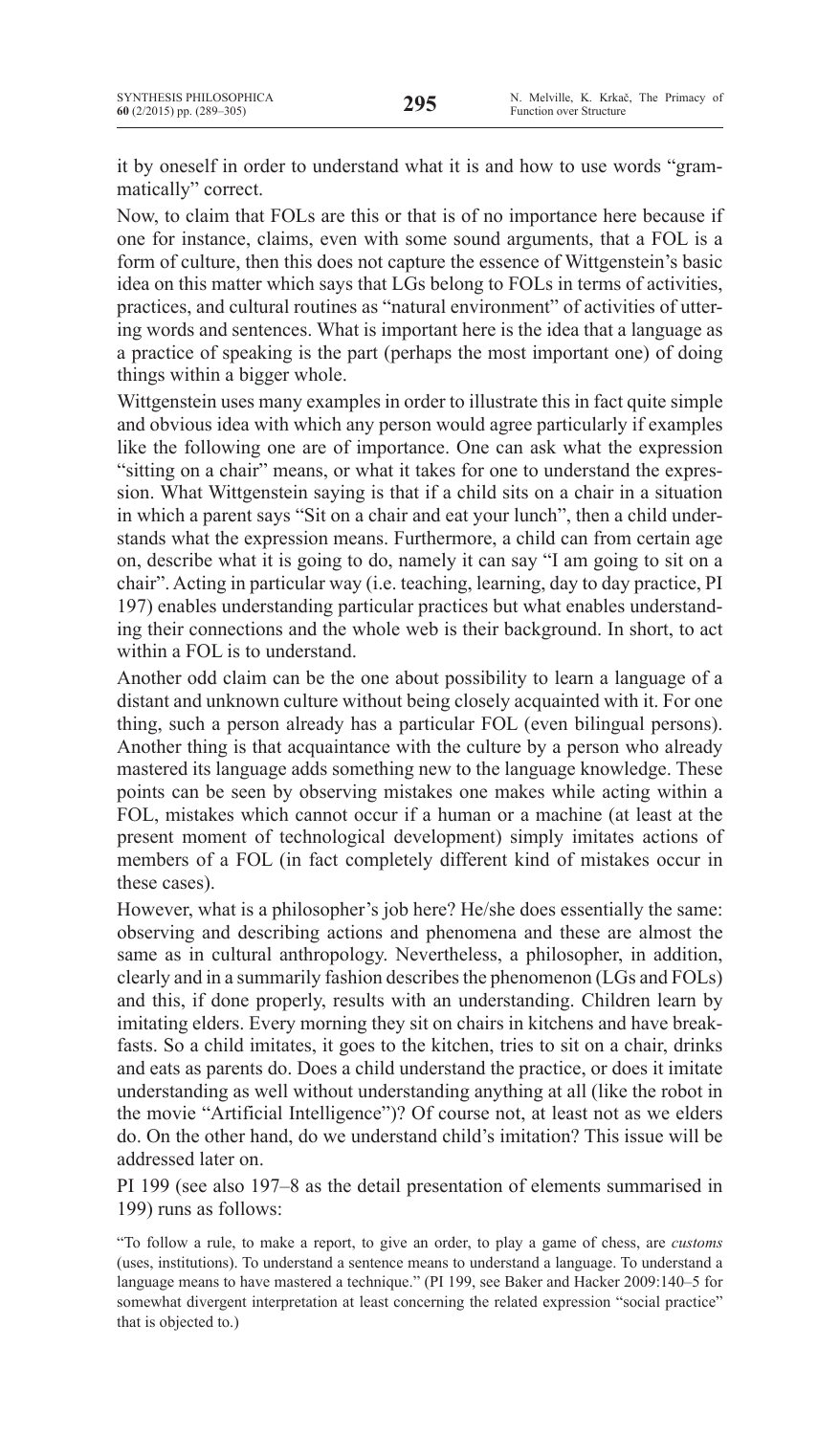it by oneself in order to understand what it is and how to use words "grammatically" correct.

Now, to claim that FOLs are this or that is of no importance here because if one for instance, claims, even with some sound arguments, that a FOL is a form of culture, then this does not capture the essence of Wittgenstein's basic idea on this matter which says that LGs belong to FOLs in terms of activities, practices, and cultural routines as "natural environment" of activities of uttering words and sentences. What is important here is the idea that a language as a practice of speaking is the part (perhaps the most important one) of doing things within a bigger whole.

Wittgenstein uses many examples in order to illustrate this in fact quite simple and obvious idea with which any person would agree particularly if examples like the following one are of importance. One can ask what the expression "sitting on a chair" means, or what it takes for one to understand the expression. What Wittgenstein saying is that if a child sits on a chair in a situation in which a parent says "Sit on a chair and eat your lunch", then a child understands what the expression means. Furthermore, a child can from certain age on, describe what it is going to do, namely it can say "I am going to sit on a chair". Acting in particular way (i.e. teaching, learning, day to day practice, PI 197) enables understanding particular practices but what enables understanding their connections and the whole web is their background. In short, to act within a FOL is to understand.

Another odd claim can be the one about possibility to learn a language of a distant and unknown culture without being closely acquainted with it. For one thing, such a person already has a particular FOL (even bilingual persons). Another thing is that acquaintance with the culture by a person who already mastered its language adds something new to the language knowledge. These points can be seen by observing mistakes one makes while acting within a FOL, mistakes which cannot occur if a human or a machine (at least at the present moment of technological development) simply imitates actions of members of a FOL (in fact completely different kind of mistakes occur in these cases).

However, what is a philosopher's job here? He/she does essentially the same: observing and describing actions and phenomena and these are almost the same as in cultural anthropology. Nevertheless, a philosopher, in addition, clearly and in a summarily fashion describes the phenomenon (LGs and FOLs) and this, if done properly, results with an understanding. Children learn by imitating elders. Every morning they sit on chairs in kitchens and have breakfasts. So a child imitates, it goes to the kitchen, tries to sit on a chair, drinks and eats as parents do. Does a child understand the practice, or does it imitate understanding as well without understanding anything at all (like the robot in the movie "Artificial Intelligence")? Of course not, at least not as we elders do. On the other hand, do we understand child's imitation? This issue will be addressed later on.

PI 199 (see also 197–8 as the detail presentation of elements summarised in 199) runs as follows:

> "To follow a rule, to make a report, to give an order, to play a game of chess, are *customs* (uses, institutions). To understand a sentence means to understand a language. To understand a language means to have mastered a technique." (PI 199, see Baker and Hacker 2009:140–5 for somewhat divergent interpretation at least concerning the related expression "social practice" that is objected to.)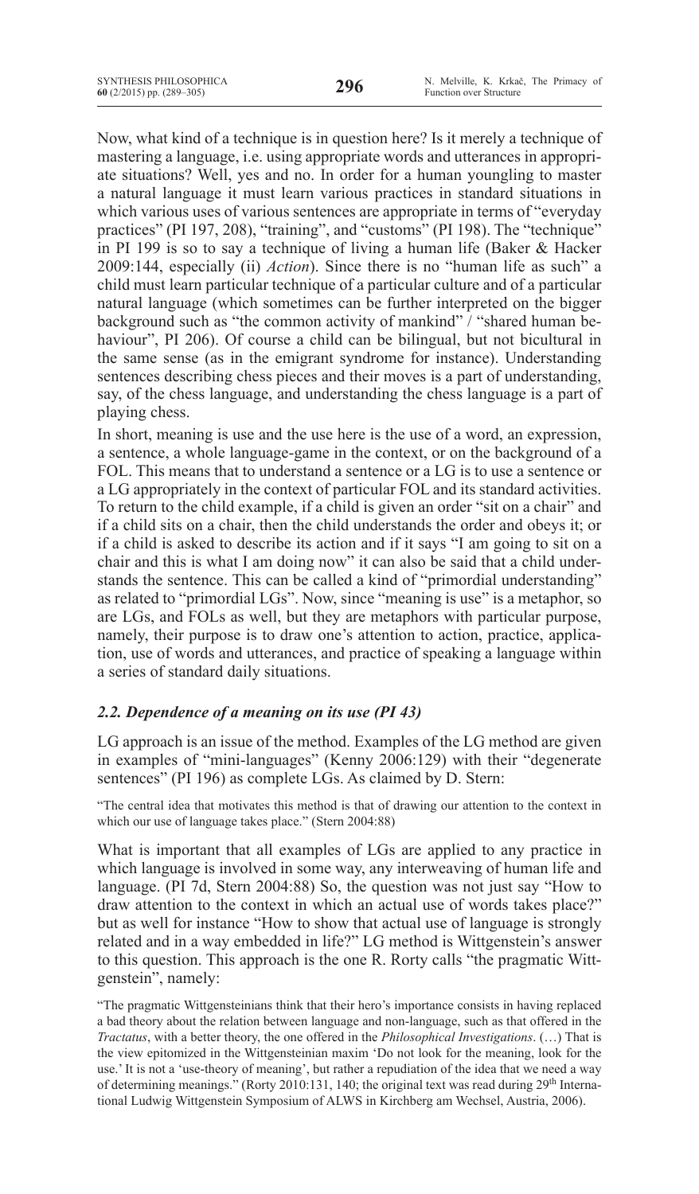Now, what kind of a technique is in question here? Is it merely a technique of mastering a language, i.e. using appropriate words and utterances in appropriate situations? Well, yes and no. In order for a human youngling to master a natural language it must learn various practices in standard situations in which various uses of various sentences are appropriate in terms of "everyday practices" (PI 197, 208), "training", and "customs" (PI 198). The "technique" in PI 199 is so to say a technique of living a human life (Baker & Hacker 2009:144, especially (ii) *Action*). Since there is no "human life as such" a child must learn particular technique of a particular culture and of a particular natural language (which sometimes can be further interpreted on the bigger background such as "the common activity of mankind" / "shared human behaviour", PI 206). Of course a child can be bilingual, but not bicultural in the same sense (as in the emigrant syndrome for instance). Understanding sentences describing chess pieces and their moves is a part of understanding, say, of the chess language, and understanding the chess language is a part of playing chess.

In short, meaning is use and the use here is the use of a word, an expression, a sentence, a whole language-game in the context, or on the background of a FOL. This means that to understand a sentence or a LG is to use a sentence or a LG appropriately in the context of particular FOL and its standard activities. To return to the child example, if a child is given an order "sit on a chair" and if a child sits on a chair, then the child understands the order and obeys it; or if a child is asked to describe its action and if it says "I am going to sit on a chair and this is what I am doing now" it can also be said that a child understands the sentence. This can be called a kind of "primordial understanding" as related to "primordial LGs". Now, since "meaning is use" is a metaphor, so are LGs, and FOLs as well, but they are metaphors with particular purpose, namely, their purpose is to draw one's attention to action, practice, application, use of words and utterances, and practice of speaking a language within a series of standard daily situations.

### *2.2. Dependence of a meaning on its use (PI 43)*

LG approach is an issue of the method. Examples of the LG method are given in examples of "mini-languages" (Kenny 2006:129) with their "degenerate sentences" (PI 196) as complete LGs. As claimed by D. Stern:

> "The central idea that motivates this method is that of drawing our attention to the context in which our use of language takes place." (Stern 2004:88)

What is important that all examples of LGs are applied to any practice in which language is involved in some way, any interweaving of human life and language. (PI 7d, Stern 2004:88) So, the question was not just say "How to draw attention to the context in which an actual use of words takes place?" but as well for instance "How to show that actual use of language is strongly related and in a way embedded in life?" LG method is Wittgenstein's answer to this question. This approach is the one R. Rorty calls "the pragmatic Wittgenstein", namely:

> "The pragmatic Wittgensteinians think that their hero's importance consists in having replaced a bad theory about the relation between language and non-language, such as that offered in the *Tractatus*, with a better theory, the one offered in the *Philosophical Investigations*. (…) That is the view epitomized in the Wittgensteinian maxim 'Do not look for the meaning, look for the use.' It is not a 'use-theory of meaning', but rather a repudiation of the idea that we need a way of determining meanings." (Rorty 2010:131, 140; the original text was read during 29th International Ludwig Wittgenstein Symposium of ALWS in Kirchberg am Wechsel, Austria, 2006).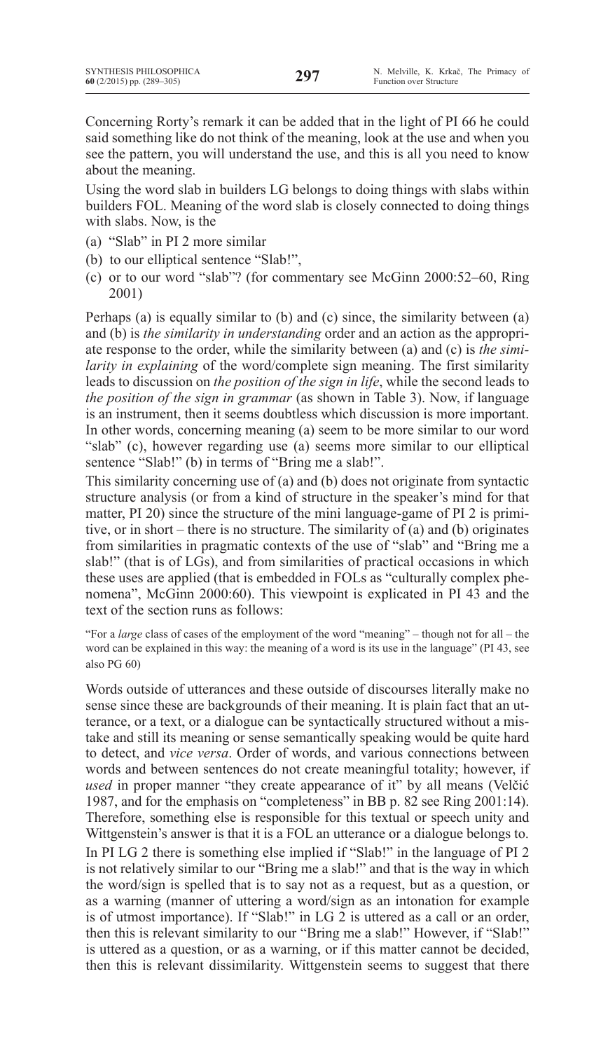Concerning Rorty's remark it can be added that in the light of PI 66 he could said something like do not think of the meaning, look at the use and when you see the pattern, you will understand the use, and this is all you need to know about the meaning.

Using the word slab in builders LG belongs to doing things with slabs within builders FOL. Meaning of the word slab is closely connected to doing things with slabs. Now, is the

- (a) "Slab" in PI 2 more similar
- (b) to our elliptical sentence "Slab!",
- (c) or to our word "slab"? (for commentary see McGinn 2000:52–60, Ring 2001)

Perhaps (a) is equally similar to (b) and (c) since, the similarity between (a) and (b) is *the similarity in understanding* order and an action as the appropriate response to the order, while the similarity between (a) and (c) is *the similarity in explaining* of the word/complete sign meaning. The first similarity leads to discussion on *the position of the sign in life*, while the second leads to *the position of the sign in grammar* (as shown in Table 3). Now, if language is an instrument, then it seems doubtless which discussion is more important. In other words, concerning meaning (a) seem to be more similar to our word "slab" (c), however regarding use (a) seems more similar to our elliptical sentence "Slab!" (b) in terms of "Bring me a slab!".

This similarity concerning use of (a) and (b) does not originate from syntactic structure analysis (or from a kind of structure in the speaker's mind for that matter, PI 20) since the structure of the mini language-game of PI 2 is primitive, or in short – there is no structure. The similarity of (a) and (b) originates from similarities in pragmatic contexts of the use of "slab" and "Bring me a slab!" (that is of LGs), and from similarities of practical occasions in which these uses are applied (that is embedded in FOLs as "culturally complex phenomena", McGinn 2000:60). This viewpoint is explicated in PI 43 and the text of the section runs as follows:

> "For a *large* class of cases of the employment of the word "meaning" – though not for all – the word can be explained in this way: the meaning of a word is its use in the language" (PI 43, see also PG 60)

Words outside of utterances and these outside of discourses literally make no sense since these are backgrounds of their meaning. It is plain fact that an utterance, or a text, or a dialogue can be syntactically structured without a mistake and still its meaning or sense semantically speaking would be quite hard to detect, and *vice versa*. Order of words, and various connections between words and between sentences do not create meaningful totality; however, if *used* in proper manner "they create appearance of it" by all means (Velčić 1987, and for the emphasis on "completeness" in BB p. 82 see Ring 2001:14). Therefore, something else is responsible for this textual or speech unity and Wittgenstein's answer is that it is a FOL an utterance or a dialogue belongs to.

In PI LG 2 there is something else implied if "Slab!" in the language of PI 2 is not relatively similar to our "Bring me a slab!" and that is the way in which the word/sign is spelled that is to say not as a request, but as a question, or as a warning (manner of uttering a word/sign as an intonation for example is of utmost importance). If "Slab!" in LG 2 is uttered as a call or an order, then this is relevant similarity to our "Bring me a slab!" However, if "Slab!" is uttered as a question, or as a warning, or if this matter cannot be decided, then this is relevant dissimilarity. Wittgenstein seems to suggest that there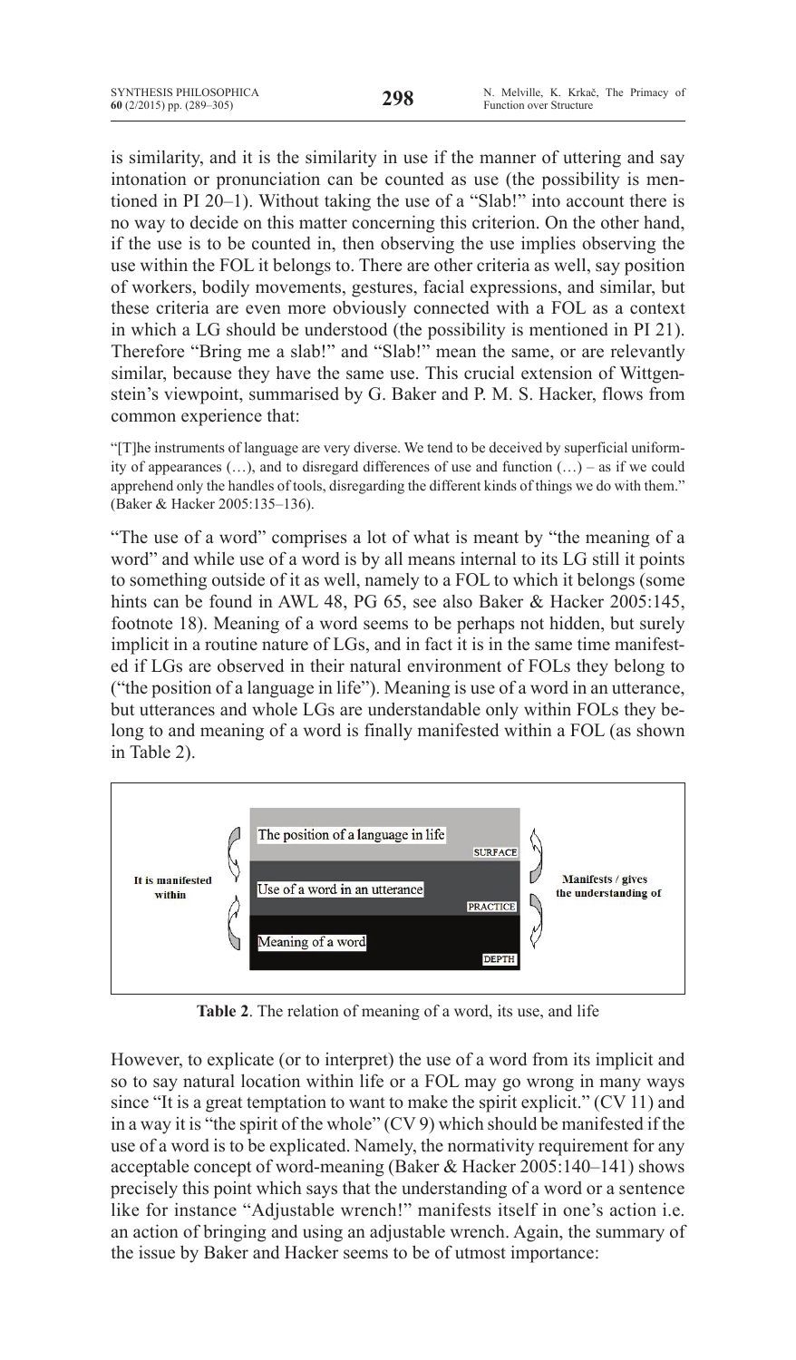is similarity, and it is the similarity in use if the manner of uttering and say intonation or pronunciation can be counted as use (the possibility is mentioned in PI 20–1). Without taking the use of a "Slab!" into account there is no way to decide on this matter concerning this criterion. On the other hand, if the use is to be counted in, then observing the use implies observing the use within the FOL it belongs to. There are other criteria as well, say position of workers, bodily movements, gestures, facial expressions, and similar, but these criteria are even more obviously connected with a FOL as a context in which a LG should be understood (the possibility is mentioned in PI 21). Therefore "Bring me a slab!" and "Slab!" mean the same, or are relevantly similar, because they have the same use. This crucial extension of Wittgenstein's viewpoint, summarised by G. Baker and P. M. S. Hacker, flows from common experience that:

> "[T]he instruments of language are very diverse. We tend to be deceived by superficial uniformity of appearances (…), and to disregard differences of use and function (…) – as if we could apprehend only the handles of tools, disregarding the different kinds of things we do with them." (Baker & Hacker 2005:135–136).

"The use of a word" comprises a lot of what is meant by "the meaning of a word" and while use of a word is by all means internal to its LG still it points to something outside of it as well, namely to a FOL to which it belongs (some hints can be found in AWL 48, PG 65, see also Baker & Hacker 2005:145, footnote 18). Meaning of a word seems to be perhaps not hidden, but surely implicit in a routine nature of LGs, and in fact it is in the same time manifested if LGs are observed in their natural environment of FOLs they belong to ("the position of a language in life"). Meaning is use of a word in an utterance, but utterances and whole LGs are understandable only within FOLs they belong to and meaning of a word is finally manifested within a FOL (as shown in Table 2).

| It is manifested within (↑) | Level | | Manifests / gives the understanding of (↓) |
|---|---|---|---|
| | The position of a language in life | SURFACE | |
| | Use of a word in an utterance | PRACTICE | |
| | Meaning of a word | DEPTH | |

**Table 2**. The relation of meaning of a word, its use, and life

However, to explicate (or to interpret) the use of a word from its implicit and so to say natural location within life or a FOL may go wrong in many ways since "It is a great temptation to want to make the spirit explicit." (CV 11) and in a way it is "the spirit of the whole" (CV 9) which should be manifested if the use of a word is to be explicated. Namely, the normativity requirement for any acceptable concept of word-meaning (Baker & Hacker 2005:140–141) shows precisely this point which says that the understanding of a word or a sentence like for instance "Adjustable wrench!" manifests itself in one's action i.e. an action of bringing and using an adjustable wrench. Again, the summary of the issue by Baker and Hacker seems to be of utmost importance: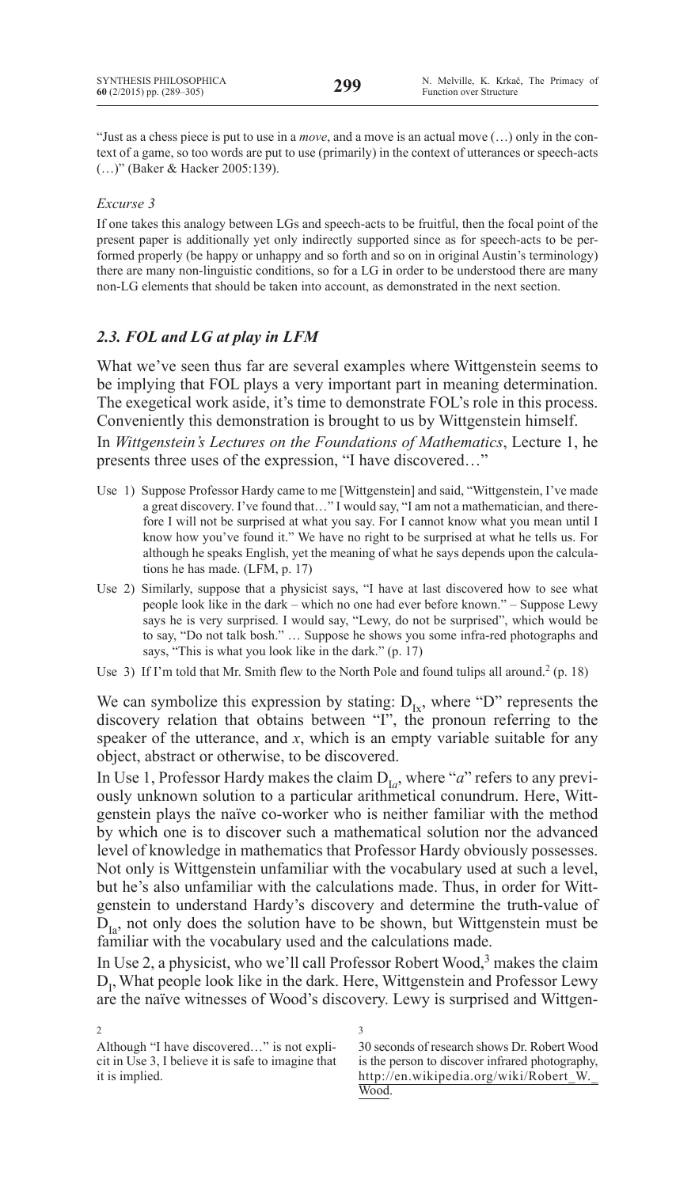"Just as a chess piece is put to use in a *move*, and a move is an actual move (…) only in the context of a game, so too words are put to use (primarily) in the context of utterances or speech-acts (…)" (Baker & Hacker 2005:139).

*Excurse 3*

If one takes this analogy between LGs and speech-acts to be fruitful, then the focal point of the present paper is additionally yet only indirectly supported since as for speech-acts to be performed properly (be happy or unhappy and so forth and so on in original Austin's terminology) there are many non-linguistic conditions, so for a LG in order to be understood there are many non-LG elements that should be taken into account, as demonstrated in the next section.

### *2.3. FOL and LG at play in LFM*

What we've seen thus far are several examples where Wittgenstein seems to be implying that FOL plays a very important part in meaning determination. The exegetical work aside, it's time to demonstrate FOL's role in this process. Conveniently this demonstration is brought to us by Wittgenstein himself.

In *Wittgenstein's Lectures on the Foundations of Mathematics*, Lecture 1, he presents three uses of the expression, "I have discovered…"

- Use 1) Suppose Professor Hardy came to me [Wittgenstein] and said, "Wittgenstein, I've made a great discovery. I've found that…" I would say, "I am not a mathematician, and therefore I will not be surprised at what you say. For I cannot know what you mean until I know how you've found it." We have no right to be surprised at what he tells us. For although he speaks English, yet the meaning of what he says depends upon the calculations he has made. (LFM, p. 17)
- Use 2) Similarly, suppose that a physicist says, "I have at last discovered how to see what people look like in the dark – which no one had ever before known." – Suppose Lewy says he is very surprised. I would say, "Lewy, do not be surprised", which would be to say, "Do not talk bosh." … Suppose he shows you some infra-red photographs and says, "This is what you look like in the dark." (p. 17)
- Use 3) If I'm told that Mr. Smith flew to the North Pole and found tulips all around.[2] (p. 18)

We can symbolize this expression by stating: $D_{Ix}$, where "D" represents the discovery relation that obtains between "I", the pronoun referring to the speaker of the utterance, and *x*, which is an empty variable suitable for any object, abstract or otherwise, to be discovered.

In Use 1, Professor Hardy makes the claim $D_{Ia}$, where "*a*" refers to any previously unknown solution to a particular arithmetical conundrum. Here, Wittgenstein plays the naïve co-worker who is neither familiar with the method by which one is to discover such a mathematical solution nor the advanced level of knowledge in mathematics that Professor Hardy obviously possesses. Not only is Wittgenstein unfamiliar with the vocabulary used at such a level, but he's also unfamiliar with the calculations made. Thus, in order for Wittgenstein to understand Hardy's discovery and determine the truth-value of $D_{Ia}$, not only does the solution have to be shown, but Wittgenstein must be familiar with the vocabulary used and the calculations made.

In Use 2, a physicist, who we'll call Professor Robert Wood,[3] makes the claim $D_I$, What people look like in the dark. Here, Wittgenstein and Professor Lewy are the naïve witnesses of Wood's discovery. Lewy is surprised and Wittgen-

---

[2] Although "I have discovered…" is not explicit in Use 3, I believe it is safe to imagine that it is implied.

[3] 30 seconds of research shows Dr. Robert Wood is the person to discover infrared photography, http://en.wikipedia.org/wiki/Robert_W._Wood.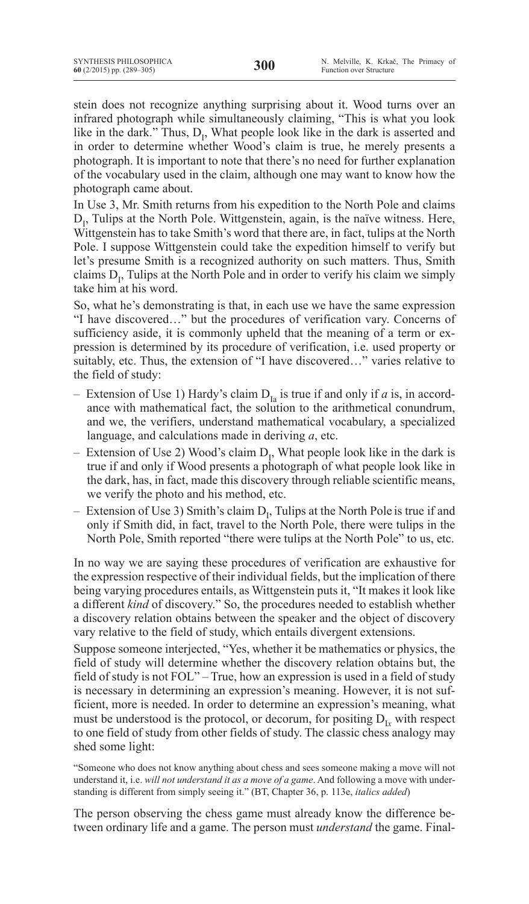stein does not recognize anything surprising about it. Wood turns over an infrared photograph while simultaneously claiming, "This is what you look like in the dark." Thus, $D_I$, What people look like in the dark is asserted and in order to determine whether Wood's claim is true, he merely presents a photograph. It is important to note that there's no need for further explanation of the vocabulary used in the claim, although one may want to know how the photograph came about.

In Use 3, Mr. Smith returns from his expedition to the North Pole and claims $D_I$, Tulips at the North Pole. Wittgenstein, again, is the naïve witness. Here, Wittgenstein has to take Smith's word that there are, in fact, tulips at the North Pole. I suppose Wittgenstein could take the expedition himself to verify but let's presume Smith is a recognized authority on such matters. Thus, Smith claims $D_I$, Tulips at the North Pole and in order to verify his claim we simply take him at his word.

So, what he's demonstrating is that, in each use we have the same expression "I have discovered…" but the procedures of verification vary. Concerns of sufficiency aside, it is commonly upheld that the meaning of a term or expression is determined by its procedure of verification, i.e. used property or suitably, etc. Thus, the extension of "I have discovered…" varies relative to the field of study:

- Extension of Use 1) Hardy's claim $D_{Ia}$ is true if and only if *a* is, in accordance with mathematical fact, the solution to the arithmetical conundrum, and we, the verifiers, understand mathematical vocabulary, a specialized language, and calculations made in deriving *a*, etc.
- Extension of Use 2) Wood's claim $D_I$, What people look like in the dark is true if and only if Wood presents a photograph of what people look like in the dark, has, in fact, made this discovery through reliable scientific means, we verify the photo and his method, etc.
- Extension of Use 3) Smith's claim $D_I$, Tulips at the North Pole is true if and only if Smith did, in fact, travel to the North Pole, there were tulips in the North Pole, Smith reported "there were tulips at the North Pole" to us, etc.

In no way we are saying these procedures of verification are exhaustive for the expression respective of their individual fields, but the implication of there being varying procedures entails, as Wittgenstein puts it, "It makes it look like a different *kind* of discovery." So, the procedures needed to establish whether a discovery relation obtains between the speaker and the object of discovery vary relative to the field of study, which entails divergent extensions.

Suppose someone interjected, "Yes, whether it be mathematics or physics, the field of study will determine whether the discovery relation obtains but, the field of study is not FOL" – True, how an expression is used in a field of study is necessary in determining an expression's meaning. However, it is not sufficient, more is needed. In order to determine an expression's meaning, what must be understood is the protocol, or decorum, for positing $D_{Ix}$ with respect to one field of study from other fields of study. The classic chess analogy may shed some light:

"Someone who does not know anything about chess and sees someone making a move will not understand it, i.e. *will not understand it as a move of a game*. And following a move with understanding is different from simply seeing it." (BT, Chapter 36, p. 113e, *italics added*)

The person observing the chess game must already know the difference between ordinary life and a game. The person must *understand* the game. Final-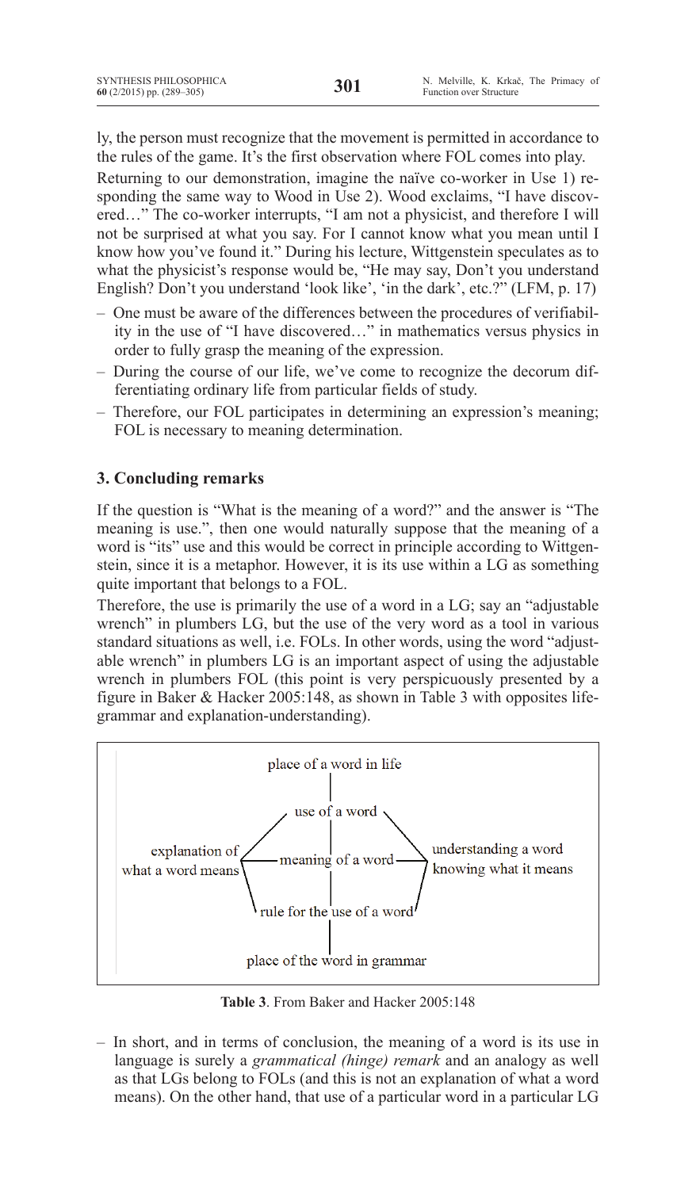ly, the person must recognize that the movement is permitted in accordance to the rules of the game. It's the first observation where FOL comes into play.

Returning to our demonstration, imagine the naïve co-worker in Use 1) responding the same way to Wood in Use 2). Wood exclaims, "I have discovered…" The co-worker interrupts, "I am not a physicist, and therefore I will not be surprised at what you say. For I cannot know what you mean until I know how you've found it." During his lecture, Wittgenstein speculates as to what the physicist's response would be, "He may say, Don't you understand English? Don't you understand 'look like', 'in the dark', etc.?" (LFM, p. 17)

- One must be aware of the differences between the procedures of verifiability in the use of "I have discovered…" in mathematics versus physics in order to fully grasp the meaning of the expression.
- During the course of our life, we've come to recognize the decorum differentiating ordinary life from particular fields of study.
- Therefore, our FOL participates in determining an expression's meaning; FOL is necessary to meaning determination.

## 3. Concluding remarks

If the question is "What is the meaning of a word?" and the answer is "The meaning is use.", then one would naturally suppose that the meaning of a word is "its" use and this would be correct in principle according to Wittgenstein, since it is a metaphor. However, it is its use within a LG as something quite important that belongs to a FOL.

Therefore, the use is primarily the use of a word in a LG; say an "adjustable wrench" in plumbers LG, but the use of the very word as a tool in various standard situations as well, i.e. FOLs. In other words, using the word "adjustable wrench" in plumbers LG is an important aspect of using the adjustable wrench in plumbers FOL (this point is very perspicuously presented by a figure in Baker & Hacker 2005:148, as shown in Table 3 with opposites life-grammar and explanation-understanding).

```
                          place of a word in life
                                    |
                               use of a word
                             /      |      \
explanation of              /       |       \          understanding a word
what a word means  ---------- meaning of a word ----------  knowing what it means
                            \       |       /
                             \      |      /
                        rule for the use of a word
                                    |
                        place of the word in grammar
```

**Table 3**. From Baker and Hacker 2005:148

- In short, and in terms of conclusion, the meaning of a word is its use in language is surely a *grammatical (hinge) remark* and an analogy as well as that LGs belong to FOLs (and this is not an explanation of what a word means). On the other hand, that use of a particular word in a particular LG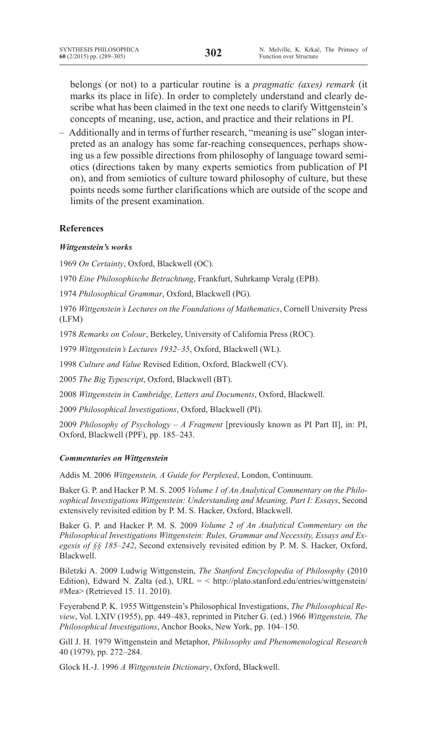belongs (or not) to a particular routine is a *pragmatic (axes) remark* (it marks its place in life). In order to completely understand and clearly describe what has been claimed in the text one needs to clarify Wittgenstein's concepts of meaning, use, action, and practice and their relations in PI.

– Additionally and in terms of further research, "meaning is use" slogan interpreted as an analogy has some far-reaching consequences, perhaps showing us a few possible directions from philosophy of language toward semiotics (directions taken by many experts semiotics from publication of PI on), and from semiotics of culture toward philosophy of culture, but these points needs some further clarifications which are outside of the scope and limits of the present examination.

## References

### *Wittgenstein's works*

1969 *On Certainty*, Oxford, Blackwell (OC).

1970 *Eine Philosophische Betrachtung*, Frankfurt, Suhrkamp Veralg (EPB).

1974 *Philosophical Grammar*, Oxford, Blackwell (PG).

1976 *Wittgenstein's Lectures on the Foundations of Mathematics*, Cornell University Press (LFM)

1978 *Remarks on Colour*, Berkeley, University of California Press (ROC).

1979 *Wittgenstein's Lectures 1932–35*, Oxford, Blackwell (WL).

1998 *Culture and Value* Revised Edition, Oxford, Blackwell (CV).

2005 *The Big Typescript*, Oxford, Blackwell (BT).

2008 *Wittgenstein in Cambridge, Letters and Documents*, Oxford, Blackwell.

2009 *Philosophical Investigations*, Oxford, Blackwell (PI).

2009 *Philosophy of Psychology – A Fragment* [previously known as PI Part II], in: PI, Oxford, Blackwell (PPF), pp. 185–243.

### *Commentaries on Wittgenstein*

Addis M. 2006 *Wittgenstein, A Guide for Perplexed*, London, Continuum.

Baker G. P. and Hacker P. M. S. 2005 *Volume 1 of An Analytical Commentary on the Philosophical Investigations Wittgenstein: Understanding and Meaning, Part I: Essays*, Second extensively revisited edition by P. M. S. Hacker, Oxford, Blackwell.

Baker G. P. and Hacker P. M. S. 2009 *Volume 2 of An Analytical Commentary on the Philosophical Investigations Wittgenstein: Rules, Grammar and Necessity, Essays and Exegesis of §§ 185–242*, Second extensively revisited edition by P. M. S. Hacker, Oxford, Blackwell.

Biletzki A. 2009 Ludwig Wittgenstein, *The Stanford Encyclopedia of Philosophy* (2010 Edition), Edward N. Zalta (ed.), URL = < http://plato.stanford.edu/entries/wittgenstein/#Mea> (Retrieved 15. 11. 2010).

Feyerabend P. K. 1955 Wittgenstein's Philosophical Investigations, *The Philosophical Review*, Vol. LXIV (1955), pp. 449–483, reprinted in Pitcher G. (ed.) 1966 *Wittgenstein, The Philosophical Investigations*, Anchor Books, New York, pp. 104–150.

Gill J. H. 1979 Wittgenstein and Metaphor, *Philosophy and Phenomenological Research* 40 (1979), pp. 272–284.

Glock H.-J. 1996 *A Wittgenstein Dictionary*, Oxford, Blackwell.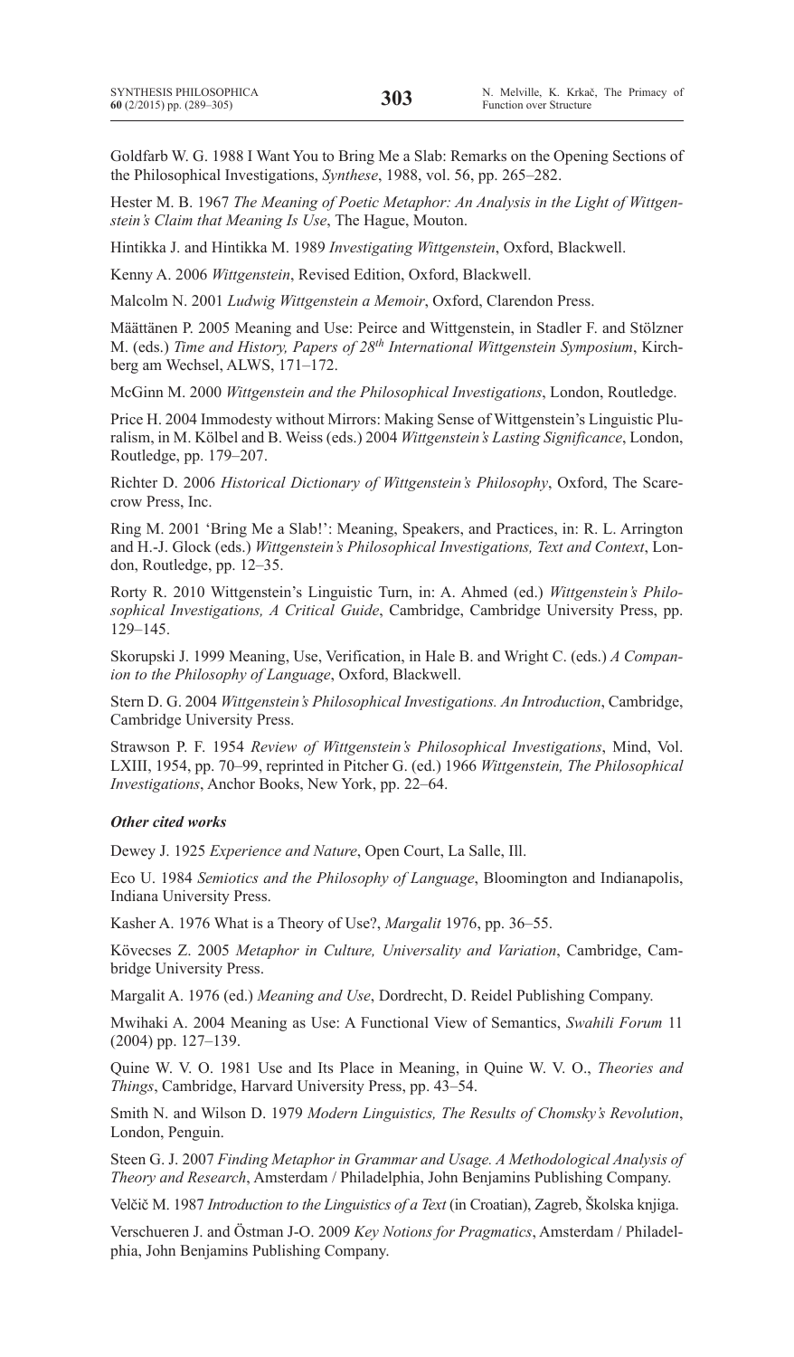Goldfarb W. G. 1988 I Want You to Bring Me a Slab: Remarks on the Opening Sections of the Philosophical Investigations, *Synthese*, 1988, vol. 56, pp. 265–282.

Hester M. B. 1967 *The Meaning of Poetic Metaphor: An Analysis in the Light of Wittgenstein's Claim that Meaning Is Use*, The Hague, Mouton.

Hintikka J. and Hintikka M. 1989 *Investigating Wittgenstein*, Oxford, Blackwell.

Kenny A. 2006 *Wittgenstein*, Revised Edition, Oxford, Blackwell.

Malcolm N. 2001 *Ludwig Wittgenstein a Memoir*, Oxford, Clarendon Press.

Määttänen P. 2005 Meaning and Use: Peirce and Wittgenstein, in Stadler F. and Stölzner M. (eds.) *Time and History, Papers of 28th International Wittgenstein Symposium*, Kirchberg am Wechsel, ALWS, 171–172.

McGinn M. 2000 *Wittgenstein and the Philosophical Investigations*, London, Routledge.

Price H. 2004 Immodesty without Mirrors: Making Sense of Wittgenstein's Linguistic Pluralism, in M. Kölbel and B. Weiss (eds.) 2004 *Wittgenstein's Lasting Significance*, London, Routledge, pp. 179–207.

Richter D. 2006 *Historical Dictionary of Wittgenstein's Philosophy*, Oxford, The Scarecrow Press, Inc.

Ring M. 2001 'Bring Me a Slab!': Meaning, Speakers, and Practices, in: R. L. Arrington and H.-J. Glock (eds.) *Wittgenstein's Philosophical Investigations, Text and Context*, London, Routledge, pp. 12–35.

Rorty R. 2010 Wittgenstein's Linguistic Turn, in: A. Ahmed (ed.) *Wittgenstein's Philosophical Investigations, A Critical Guide*, Cambridge, Cambridge University Press, pp. 129–145.

Skorupski J. 1999 Meaning, Use, Verification, in Hale B. and Wright C. (eds.) *A Companion to the Philosophy of Language*, Oxford, Blackwell.

Stern D. G. 2004 *Wittgenstein's Philosophical Investigations. An Introduction*, Cambridge, Cambridge University Press.

Strawson P. F. 1954 *Review of Wittgenstein's Philosophical Investigations*, Mind, Vol. LXIII, 1954, pp. 70–99, reprinted in Pitcher G. (ed.) 1966 *Wittgenstein, The Philosophical Investigations*, Anchor Books, New York, pp. 22–64.

***Other cited works***

Dewey J. 1925 *Experience and Nature*, Open Court, La Salle, Ill.

Eco U. 1984 *Semiotics and the Philosophy of Language*, Bloomington and Indianapolis, Indiana University Press.

Kasher A. 1976 What is a Theory of Use?, *Margalit* 1976, pp. 36–55.

Kövecses Z. 2005 *Metaphor in Culture, Universality and Variation*, Cambridge, Cambridge University Press.

Margalit A. 1976 (ed.) *Meaning and Use*, Dordrecht, D. Reidel Publishing Company.

Mwihaki A. 2004 Meaning as Use: A Functional View of Semantics, *Swahili Forum* 11 (2004) pp. 127–139.

Quine W. V. O. 1981 Use and Its Place in Meaning, in Quine W. V. O., *Theories and Things*, Cambridge, Harvard University Press, pp. 43–54.

Smith N. and Wilson D. 1979 *Modern Linguistics, The Results of Chomsky's Revolution*, London, Penguin.

Steen G. J. 2007 *Finding Metaphor in Grammar and Usage. A Methodological Analysis of Theory and Research*, Amsterdam / Philadelphia, John Benjamins Publishing Company.

Velčič M. 1987 *Introduction to the Linguistics of a Text* (in Croatian), Zagreb, Školska knjiga.

Verschueren J. and Östman J-O. 2009 *Key Notions for Pragmatics*, Amsterdam / Philadelphia, John Benjamins Publishing Company.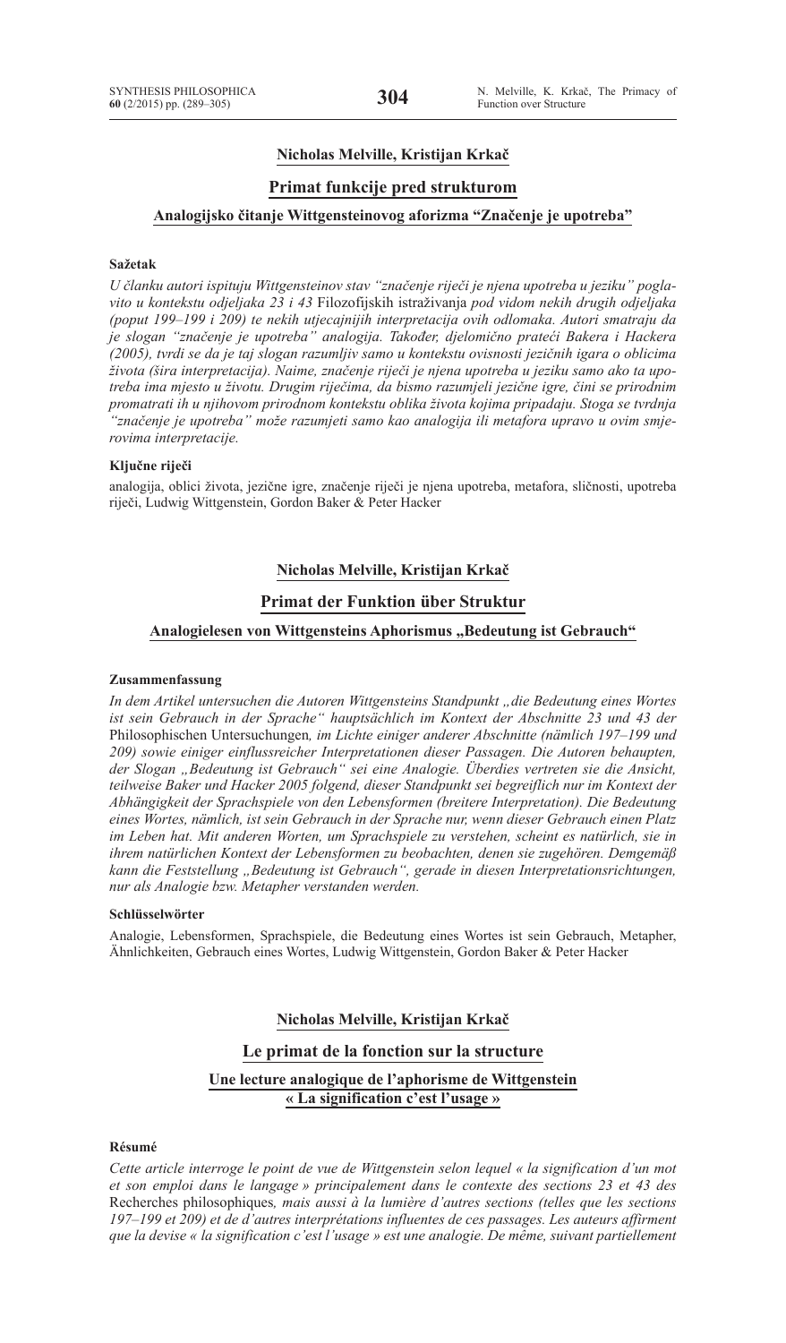**Nicholas Melville, Kristijan Krkač**

## Primat funkcije pred strukturom

### Analogijsko čitanje Wittgensteinovog aforizma "Značenje je upotreba"

#### Sažetak

*U članku autori ispituju Wittgensteinov stav "značenje riječi je njena upotreba u jeziku" poglavito u kontekstu odjeljaka 23 i 43* Filozofijskih istraživanja *pod vidom nekih drugih odjeljaka (poput 199–199 i 209) te nekih utjecajnijih interpretacija ovih odlomaka. Autori smatraju da je slogan "značenje je upotreba" analogija. Također, djelomično prateći Bakera i Hackera (2005), tvrdi se da je taj slogan razumljiv samo u kontekstu ovisnosti jezičnih igara o oblicima života (šira interpretacija). Naime, značenje riječi je njena upotreba u jeziku samo ako ta upotreba ima mjesto u životu. Drugim riječima, da bismo razumjeli jezične igre, čini se prirodnim promatrati ih u njihovom prirodnom kontekstu oblika života kojima pripadaju. Stoga se tvrdnja "značenje je upotreba" može razumjeti samo kao analogija ili metafora upravo u ovim smjerovima interpretacije.*

#### Ključne riječi

analogija, oblici života, jezične igre, značenje riječi je njena upotreba, metafora, sličnosti, upotreba riječi, Ludwig Wittgenstein, Gordon Baker & Peter Hacker

**Nicholas Melville, Kristijan Krkač**

## Primat der Funktion über Struktur

### Analogielesen von Wittgensteins Aphorismus „Bedeutung ist Gebrauch"

#### Zusammenfassung

*In dem Artikel untersuchen die Autoren Wittgensteins Standpunkt „die Bedeutung eines Wortes ist sein Gebrauch in der Sprache" hauptsächlich im Kontext der Abschnitte 23 und 43 der* Philosophischen Untersuchungen*, im Lichte einiger anderer Abschnitte (nämlich 197–199 und 209) sowie einiger einflussreicher Interpretationen dieser Passagen. Die Autoren behaupten, der Slogan „Bedeutung ist Gebrauch" sei eine Analogie. Überdies vertreten sie die Ansicht, teilweise Baker und Hacker 2005 folgend, dieser Standpunkt sei begreiflich nur im Kontext der Abhängigkeit der Sprachspiele von den Lebensformen (breitere Interpretation). Die Bedeutung eines Wortes, nämlich, ist sein Gebrauch in der Sprache nur, wenn dieser Gebrauch einen Platz im Leben hat. Mit anderen Worten, um Sprachspiele zu verstehen, scheint es natürlich, sie in ihrem natürlichen Kontext der Lebensformen zu beobachten, denen sie zugehören. Demgemäß kann die Feststellung „Bedeutung ist Gebrauch", gerade in diesen Interpretationsrichtungen, nur als Analogie bzw. Metapher verstanden werden.*

#### Schlüsselwörter

Analogie, Lebensformen, Sprachspiele, die Bedeutung eines Wortes ist sein Gebrauch, Metapher, Ähnlichkeiten, Gebrauch eines Wortes, Ludwig Wittgenstein, Gordon Baker & Peter Hacker

**Nicholas Melville, Kristijan Krkač**

## Le primat de la fonction sur la structure

### Une lecture analogique de l'aphorisme de Wittgenstein « La signification c'est l'usage »

#### Résumé

*Cette article interroge le point de vue de Wittgenstein selon lequel « la signification d'un mot et son emploi dans le langage » principalement dans le contexte des sections 23 et 43 des* Recherches philosophiques*, mais aussi à la lumière d'autres sections (telles que les sections 197–199 et 209) et de d'autres interprétations influentes de ces passages. Les auteurs affirment que la devise « la signification c'est l'usage » est une analogie. De même, suivant partiellement*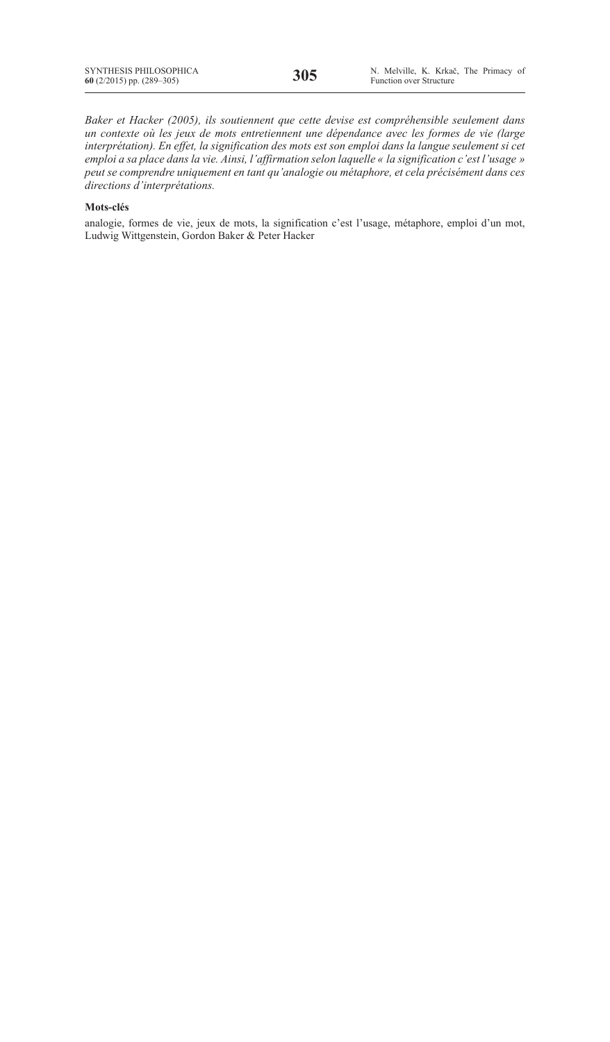*Baker et Hacker (2005), ils soutiennent que cette devise est compréhensible seulement dans un contexte où les jeux de mots entretiennent une dépendance avec les formes de vie (large interprétation). En effet, la signification des mots est son emploi dans la langue seulement si cet emploi a sa place dans la vie. Ainsi, l'affirmation selon laquelle « la signification c'est l'usage » peut se comprendre uniquement en tant qu'analogie ou métaphore, et cela précisément dans ces directions d'interprétations.*

**Mots-clés**

analogie, formes de vie, jeux de mots, la signification c'est l'usage, métaphore, emploi d'un mot, Ludwig Wittgenstein, Gordon Baker & Peter Hacker